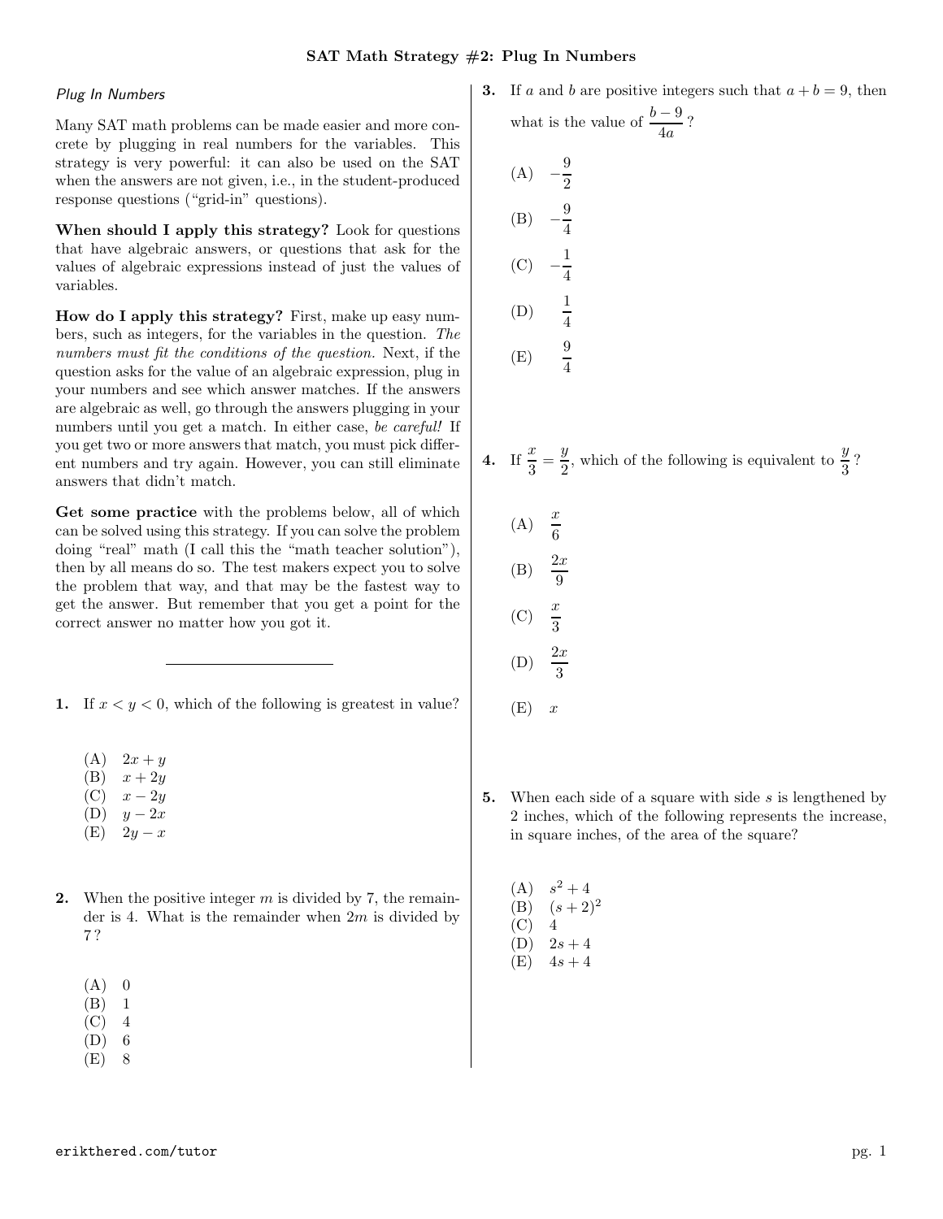# SAT Math Strategy #2: Plug In Numbers

*Plug In Numbers*

Many SAT math problems can be made easier and more concrete by plugging in real numbers for the variables. This strategy is very powerful: it can also be used on the SAT when the answers are not given, i.e., in the student-produced response questions ("grid-in" questions).

**When should I apply this strategy?** Look for questions that have algebraic answers, or questions that ask for the values of algebraic expressions instead of just the values of variables.

**How do I apply this strategy?** First, make up easy numbers, such as integers, for the variables in the question. *The numbers must fit the conditions of the question.* Next, if the question asks for the value of an algebraic expression, plug in your numbers and see which answer matches. If the answers are algebraic as well, go through the answers plugging in your numbers until you get a match. In either case, *be careful!* If you get two or more answers that match, you must pick different numbers and try again. However, you can still eliminate answers that didn't match.

**Get some practice** with the problems below, all of which can be solved using this strategy. If you can solve the problem doing "real" math (I call this the "math teacher solution"), then by all means do so. The test makers expect you to solve the problem that way, and that may be the fastest way to get the answer. But remember that you get a point for the correct answer no matter how you got it.

---

**1.** If $x < y < 0$, which of the following is greatest in value?

(A) $2x + y$
(B) $x + 2y$
(C) $x - 2y$
(D) $y - 2x$
(E) $2y - x$

**2.** When the positive integer $m$ is divided by 7, the remainder is 4. What is the remainder when $2m$ is divided by 7?

(A) 0
(B) 1
(C) 4
(D) 6
(E) 8

**3.** If $a$ and $b$ are positive integers such that $a + b = 9$, then what is the value of $\frac{b-9}{4a}$?

(A) $-\frac{9}{2}$

(B) $-\frac{9}{4}$

(C) $-\frac{1}{4}$

(D) $\frac{1}{4}$

(E) $\frac{9}{4}$

**4.** If $\frac{x}{3} = \frac{y}{2}$, which of the following is equivalent to $\frac{y}{3}$?

(A) $\frac{x}{6}$

(B) $\frac{2x}{9}$

(C) $\frac{x}{3}$

(D) $\frac{2x}{3}$

(E) $x$

**5.** When each side of a square with side $s$ is lengthened by 2 inches, which of the following represents the increase, in square inches, of the area of the square?

(A) $s^2 + 4$
(B) $(s + 2)^2$
(C) 4
(D) $2s + 4$
(E) $4s + 4$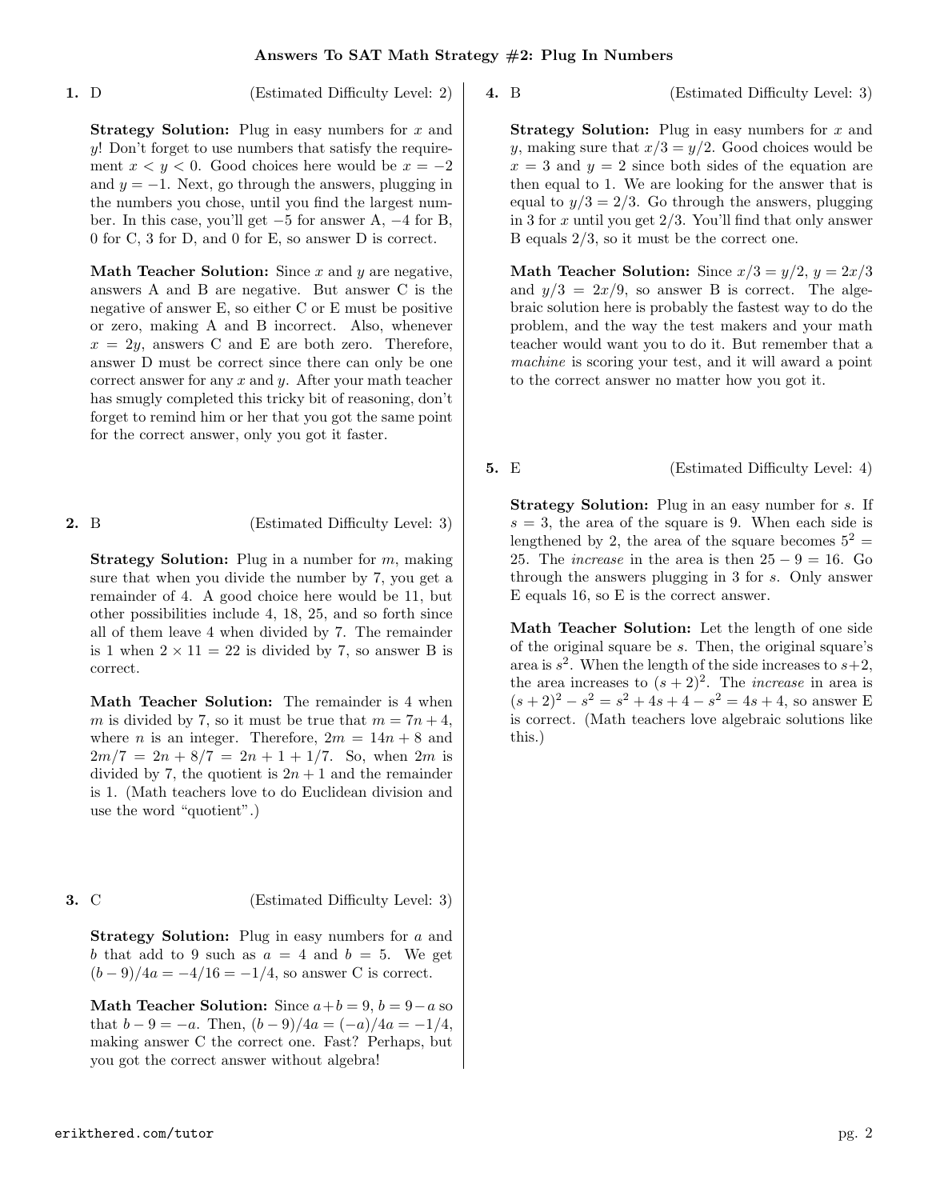# Answers To SAT Math Strategy #2: Plug In Numbers

**1.** D (Estimated Difficulty Level: 2)

**Strategy Solution:** Plug in easy numbers for $x$ and $y$! Don't forget to use numbers that satisfy the requirement $x < y < 0$. Good choices here would be $x = -2$ and $y = -1$. Next, go through the answers, plugging in the numbers you chose, until you find the largest number. In this case, you'll get $-5$ for answer A, $-4$ for B, 0 for C, 3 for D, and 0 for E, so answer D is correct.

**Math Teacher Solution:** Since $x$ and $y$ are negative, answers A and B are negative. But answer C is the negative of answer E, so either C or E must be positive or zero, making A and B incorrect. Also, whenever $x = 2y$, answers C and E are both zero. Therefore, answer D must be correct since there can only be one correct answer for any $x$ and $y$. After your math teacher has smugly completed this tricky bit of reasoning, don't forget to remind him or her that you got the same point for the correct answer, only you got it faster.

**2.** B (Estimated Difficulty Level: 3)

**Strategy Solution:** Plug in a number for $m$, making sure that when you divide the number by 7, you get a remainder of 4. A good choice here would be 11, but other possibilities include 4, 18, 25, and so forth since all of them leave 4 when divided by 7. The remainder is 1 when $2 \times 11 = 22$ is divided by 7, so answer B is correct.

**Math Teacher Solution:** The remainder is 4 when $m$ is divided by 7, so it must be true that $m = 7n + 4$, where $n$ is an integer. Therefore, $2m = 14n + 8$ and $2m/7 = 2n + 8/7 = 2n + 1 + 1/7$. So, when $2m$ is divided by 7, the quotient is $2n + 1$ and the remainder is 1. (Math teachers love to do Euclidean division and use the word "quotient".)

**3.** C (Estimated Difficulty Level: 3)

**Strategy Solution:** Plug in easy numbers for $a$ and $b$ that add to 9 such as $a = 4$ and $b = 5$. We get $(b - 9)/4a = -4/16 = -1/4$, so answer C is correct.

**Math Teacher Solution:** Since $a + b = 9$, $b = 9 - a$ so that $b - 9 = -a$. Then, $(b - 9)/4a = (-a)/4a = -1/4$, making answer C the correct one. Fast? Perhaps, but you got the correct answer without algebra!

**4.** B (Estimated Difficulty Level: 3)

**Strategy Solution:** Plug in easy numbers for $x$ and $y$, making sure that $x/3 = y/2$. Good choices would be $x = 3$ and $y = 2$ since both sides of the equation are then equal to 1. We are looking for the answer that is equal to $y/3 = 2/3$. Go through the answers, plugging in 3 for $x$ until you get $2/3$. You'll find that only answer B equals $2/3$, so it must be the correct one.

**Math Teacher Solution:** Since $x/3 = y/2$, $y = 2x/3$ and $y/3 = 2x/9$, so answer B is correct. The algebraic solution here is probably the fastest way to do the problem, and the way the test makers and your math teacher would want you to do it. But remember that a *machine* is scoring your test, and it will award a point to the correct answer no matter how you got it.

**5.** E (Estimated Difficulty Level: 4)

**Strategy Solution:** Plug in an easy number for $s$. If $s = 3$, the area of the square is 9. When each side is lengthened by 2, the area of the square becomes $5^2 = 25$. The *increase* in the area is then $25 - 9 = 16$. Go through the answers plugging in 3 for $s$. Only answer E equals 16, so E is the correct answer.

**Math Teacher Solution:** Let the length of one side of the original square be $s$. Then, the original square's area is $s^2$. When the length of the side increases to $s+2$, the area increases to $(s + 2)^2$. The *increase* in area is $(s + 2)^2 - s^2 = s^2 + 4s + 4 - s^2 = 4s + 4$, so answer E is correct. (Math teachers love algebraic solutions like this.)